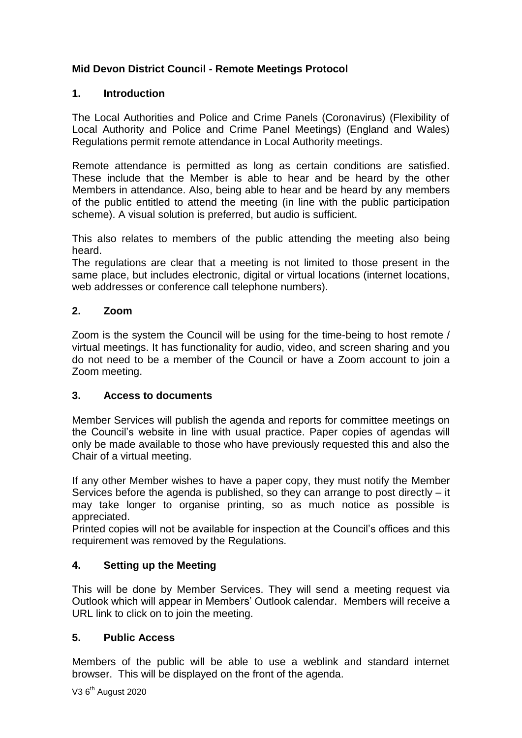**Mid Devon District Council - Remote Meetings Protocol**

## 1. Introduction

The Local Authorities and Police and Crime Panels (Coronavirus) (Flexibility of Local Authority and Police and Crime Panel Meetings) (England and Wales) Regulations permit remote attendance in Local Authority meetings.

Remote attendance is permitted as long as certain conditions are satisfied. These include that the Member is able to hear and be heard by the other Members in attendance. Also, being able to hear and be heard by any members of the public entitled to attend the meeting (in line with the public participation scheme). A visual solution is preferred, but audio is sufficient.

This also relates to members of the public attending the meeting also being heard.

The regulations are clear that a meeting is not limited to those present in the same place, but includes electronic, digital or virtual locations (internet locations, web addresses or conference call telephone numbers).

## 2. Zoom

Zoom is the system the Council will be using for the time-being to host remote / virtual meetings. It has functionality for audio, video, and screen sharing and you do not need to be a member of the Council or have a Zoom account to join a Zoom meeting.

## 3. Access to documents

Member Services will publish the agenda and reports for committee meetings on the Council's website in line with usual practice. Paper copies of agendas will only be made available to those who have previously requested this and also the Chair of a virtual meeting.

If any other Member wishes to have a paper copy, they must notify the Member Services before the agenda is published, so they can arrange to post directly – it may take longer to organise printing, so as much notice as possible is appreciated.

Printed copies will not be available for inspection at the Council's offices and this requirement was removed by the Regulations.

## 4. Setting up the Meeting

This will be done by Member Services. They will send a meeting request via Outlook which will appear in Members' Outlook calendar. Members will receive a URL link to click on to join the meeting.

## 5. Public Access

Members of the public will be able to use a weblink and standard internet browser. This will be displayed on the front of the agenda.

V3 6th August 2020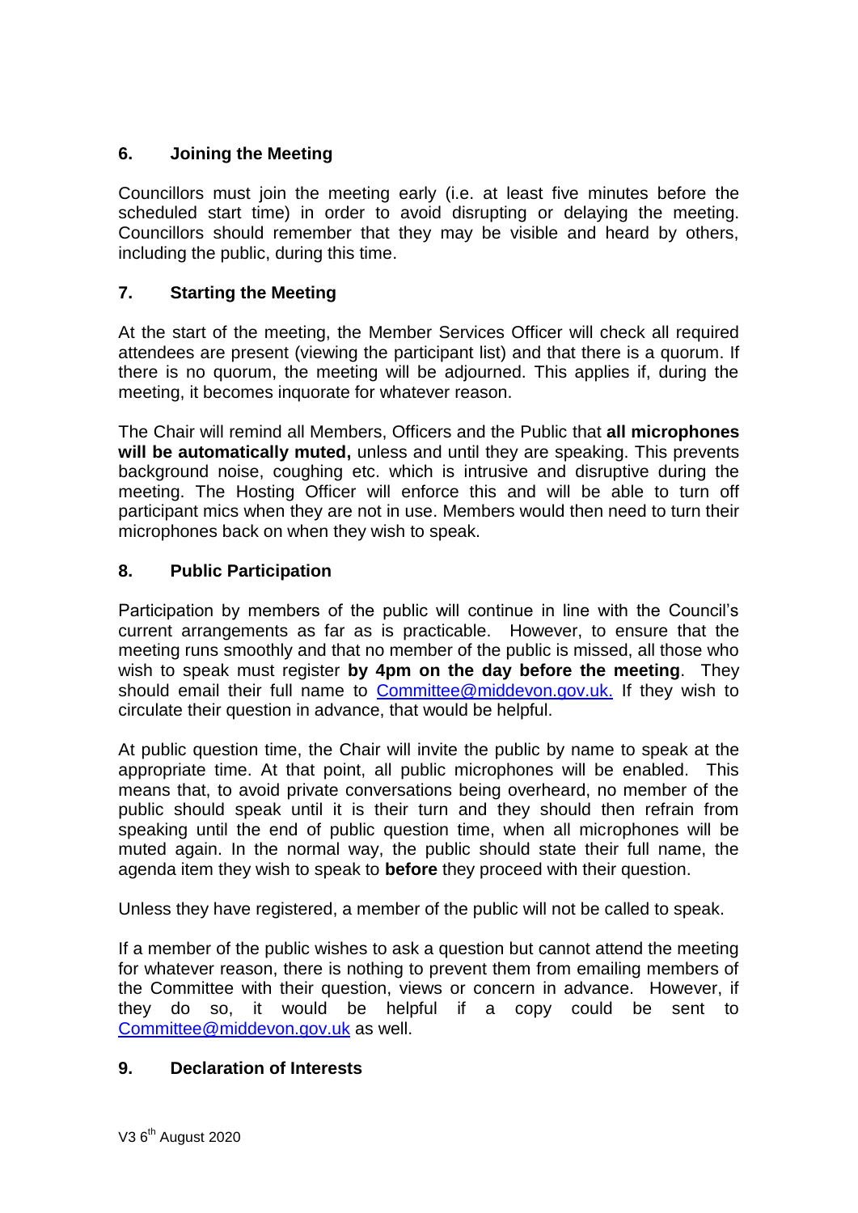## 6. Joining the Meeting

Councillors must join the meeting early (i.e. at least five minutes before the scheduled start time) in order to avoid disrupting or delaying the meeting. Councillors should remember that they may be visible and heard by others, including the public, during this time.

## 7. Starting the Meeting

At the start of the meeting, the Member Services Officer will check all required attendees are present (viewing the participant list) and that there is a quorum. If there is no quorum, the meeting will be adjourned. This applies if, during the meeting, it becomes inquorate for whatever reason.

The Chair will remind all Members, Officers and the Public that **all microphones will be automatically muted,** unless and until they are speaking. This prevents background noise, coughing etc. which is intrusive and disruptive during the meeting. The Hosting Officer will enforce this and will be able to turn off participant mics when they are not in use. Members would then need to turn their microphones back on when they wish to speak.

## 8. Public Participation

Participation by members of the public will continue in line with the Council's current arrangements as far as is practicable. However, to ensure that the meeting runs smoothly and that no member of the public is missed, all those who wish to speak must register **by 4pm on the day before the meeting**. They should email their full name to Committee@middevon.gov.uk. If they wish to circulate their question in advance, that would be helpful.

At public question time, the Chair will invite the public by name to speak at the appropriate time. At that point, all public microphones will be enabled. This means that, to avoid private conversations being overheard, no member of the public should speak until it is their turn and they should then refrain from speaking until the end of public question time, when all microphones will be muted again. In the normal way, the public should state their full name, the agenda item they wish to speak to **before** they proceed with their question.

Unless they have registered, a member of the public will not be called to speak.

If a member of the public wishes to ask a question but cannot attend the meeting for whatever reason, there is nothing to prevent them from emailing members of the Committee with their question, views or concern in advance. However, if they do so, it would be helpful if a copy could be sent to Committee@middevon.gov.uk as well.

## 9. Declaration of Interests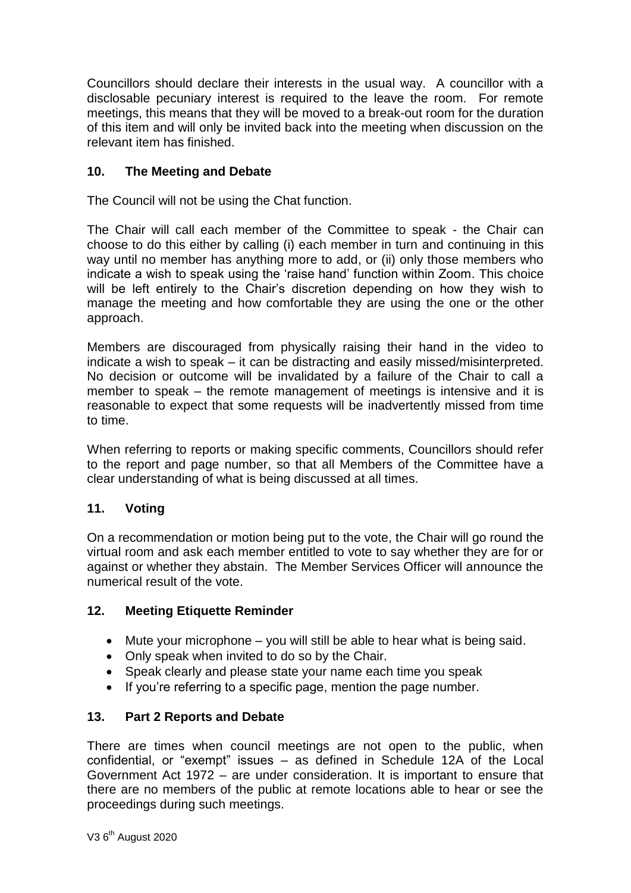Councillors should declare their interests in the usual way. A councillor with a disclosable pecuniary interest is required to the leave the room. For remote meetings, this means that they will be moved to a break-out room for the duration of this item and will only be invited back into the meeting when discussion on the relevant item has finished.

## 10. The Meeting and Debate

The Council will not be using the Chat function.

The Chair will call each member of the Committee to speak - the Chair can choose to do this either by calling (i) each member in turn and continuing in this way until no member has anything more to add, or (ii) only those members who indicate a wish to speak using the 'raise hand' function within Zoom. This choice will be left entirely to the Chair's discretion depending on how they wish to manage the meeting and how comfortable they are using the one or the other approach.

Members are discouraged from physically raising their hand in the video to indicate a wish to speak – it can be distracting and easily missed/misinterpreted. No decision or outcome will be invalidated by a failure of the Chair to call a member to speak – the remote management of meetings is intensive and it is reasonable to expect that some requests will be inadvertently missed from time to time.

When referring to reports or making specific comments, Councillors should refer to the report and page number, so that all Members of the Committee have a clear understanding of what is being discussed at all times.

## 11. Voting

On a recommendation or motion being put to the vote, the Chair will go round the virtual room and ask each member entitled to vote to say whether they are for or against or whether they abstain. The Member Services Officer will announce the numerical result of the vote.

## 12. Meeting Etiquette Reminder

- Mute your microphone – you will still be able to hear what is being said.
- Only speak when invited to do so by the Chair.
- Speak clearly and please state your name each time you speak
- If you're referring to a specific page, mention the page number.

## 13. Part 2 Reports and Debate

There are times when council meetings are not open to the public, when confidential, or "exempt" issues – as defined in Schedule 12A of the Local Government Act 1972 – are under consideration. It is important to ensure that there are no members of the public at remote locations able to hear or see the proceedings during such meetings.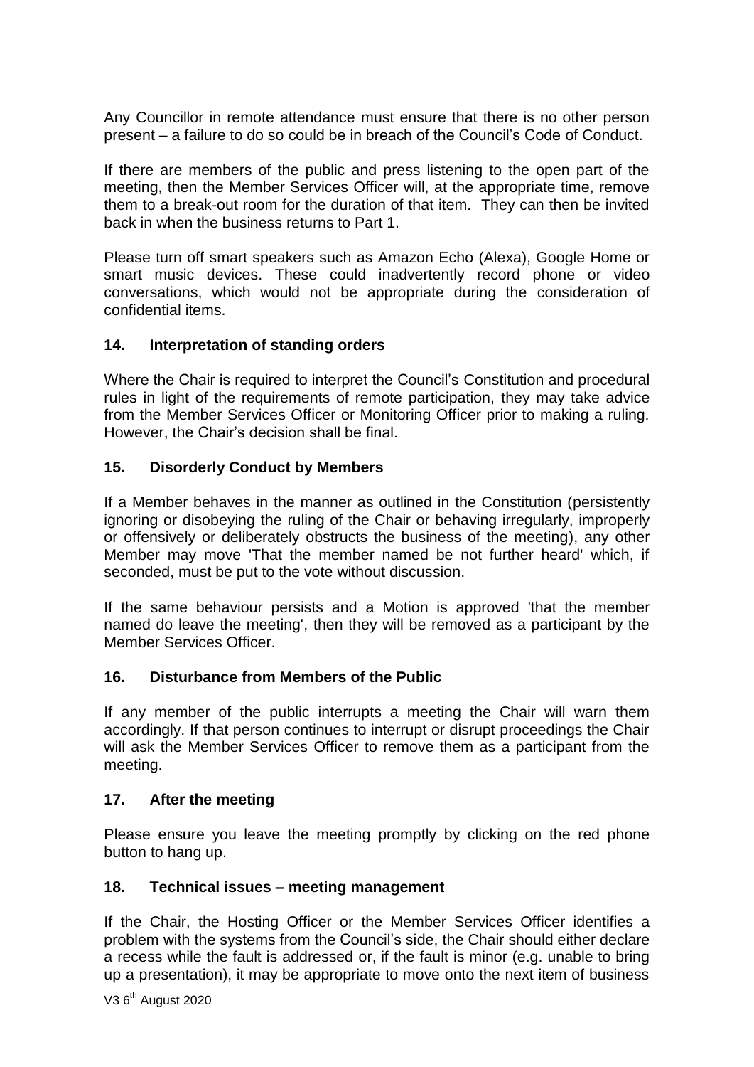Any Councillor in remote attendance must ensure that there is no other person present – a failure to do so could be in breach of the Council's Code of Conduct.

If there are members of the public and press listening to the open part of the meeting, then the Member Services Officer will, at the appropriate time, remove them to a break-out room for the duration of that item. They can then be invited back in when the business returns to Part 1.

Please turn off smart speakers such as Amazon Echo (Alexa), Google Home or smart music devices. These could inadvertently record phone or video conversations, which would not be appropriate during the consideration of confidential items.

## 14. Interpretation of standing orders

Where the Chair is required to interpret the Council's Constitution and procedural rules in light of the requirements of remote participation, they may take advice from the Member Services Officer or Monitoring Officer prior to making a ruling. However, the Chair's decision shall be final.

## 15. Disorderly Conduct by Members

If a Member behaves in the manner as outlined in the Constitution (persistently ignoring or disobeying the ruling of the Chair or behaving irregularly, improperly or offensively or deliberately obstructs the business of the meeting), any other Member may move 'That the member named be not further heard' which, if seconded, must be put to the vote without discussion.

If the same behaviour persists and a Motion is approved 'that the member named do leave the meeting', then they will be removed as a participant by the Member Services Officer.

## 16. Disturbance from Members of the Public

If any member of the public interrupts a meeting the Chair will warn them accordingly. If that person continues to interrupt or disrupt proceedings the Chair will ask the Member Services Officer to remove them as a participant from the meeting.

## 17. After the meeting

Please ensure you leave the meeting promptly by clicking on the red phone button to hang up.

## 18. Technical issues – meeting management

If the Chair, the Hosting Officer or the Member Services Officer identifies a problem with the systems from the Council's side, the Chair should either declare a recess while the fault is addressed or, if the fault is minor (e.g. unable to bring up a presentation), it may be appropriate to move onto the next item of business

V3 6th August 2020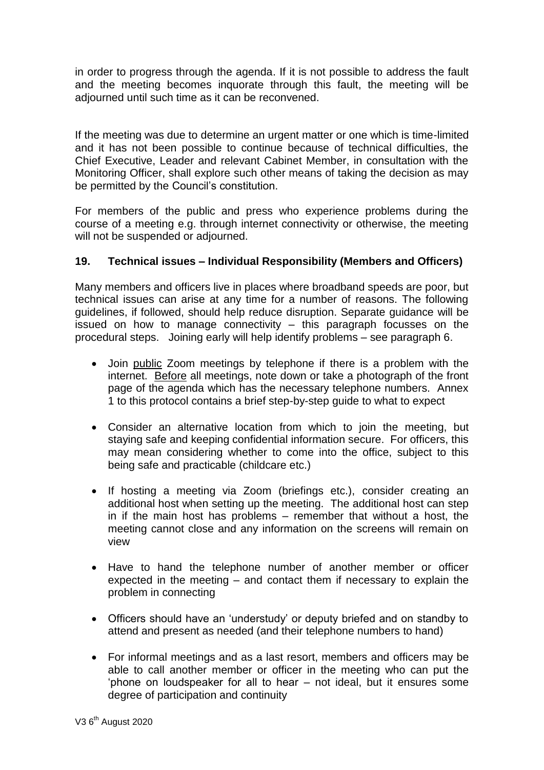in order to progress through the agenda. If it is not possible to address the fault and the meeting becomes inquorate through this fault, the meeting will be adjourned until such time as it can be reconvened.

If the meeting was due to determine an urgent matter or one which is time-limited and it has not been possible to continue because of technical difficulties, the Chief Executive, Leader and relevant Cabinet Member, in consultation with the Monitoring Officer, shall explore such other means of taking the decision as may be permitted by the Council's constitution.

For members of the public and press who experience problems during the course of a meeting e.g. through internet connectivity or otherwise, the meeting will not be suspended or adjourned.

### 19. Technical issues – Individual Responsibility (Members and Officers)

Many members and officers live in places where broadband speeds are poor, but technical issues can arise at any time for a number of reasons. The following guidelines, if followed, should help reduce disruption. Separate guidance will be issued on how to manage connectivity – this paragraph focusses on the procedural steps. Joining early will help identify problems – see paragraph 6.

- Join public Zoom meetings by telephone if there is a problem with the internet. Before all meetings, note down or take a photograph of the front page of the agenda which has the necessary telephone numbers. Annex 1 to this protocol contains a brief step-by-step guide to what to expect
- Consider an alternative location from which to join the meeting, but staying safe and keeping confidential information secure. For officers, this may mean considering whether to come into the office, subject to this being safe and practicable (childcare etc.)
- If hosting a meeting via Zoom (briefings etc.), consider creating an additional host when setting up the meeting. The additional host can step in if the main host has problems – remember that without a host, the meeting cannot close and any information on the screens will remain on view
- Have to hand the telephone number of another member or officer expected in the meeting – and contact them if necessary to explain the problem in connecting
- Officers should have an 'understudy' or deputy briefed and on standby to attend and present as needed (and their telephone numbers to hand)
- For informal meetings and as a last resort, members and officers may be able to call another member or officer in the meeting who can put the 'phone on loudspeaker for all to hear – not ideal, but it ensures some degree of participation and continuity

V3 6th August 2020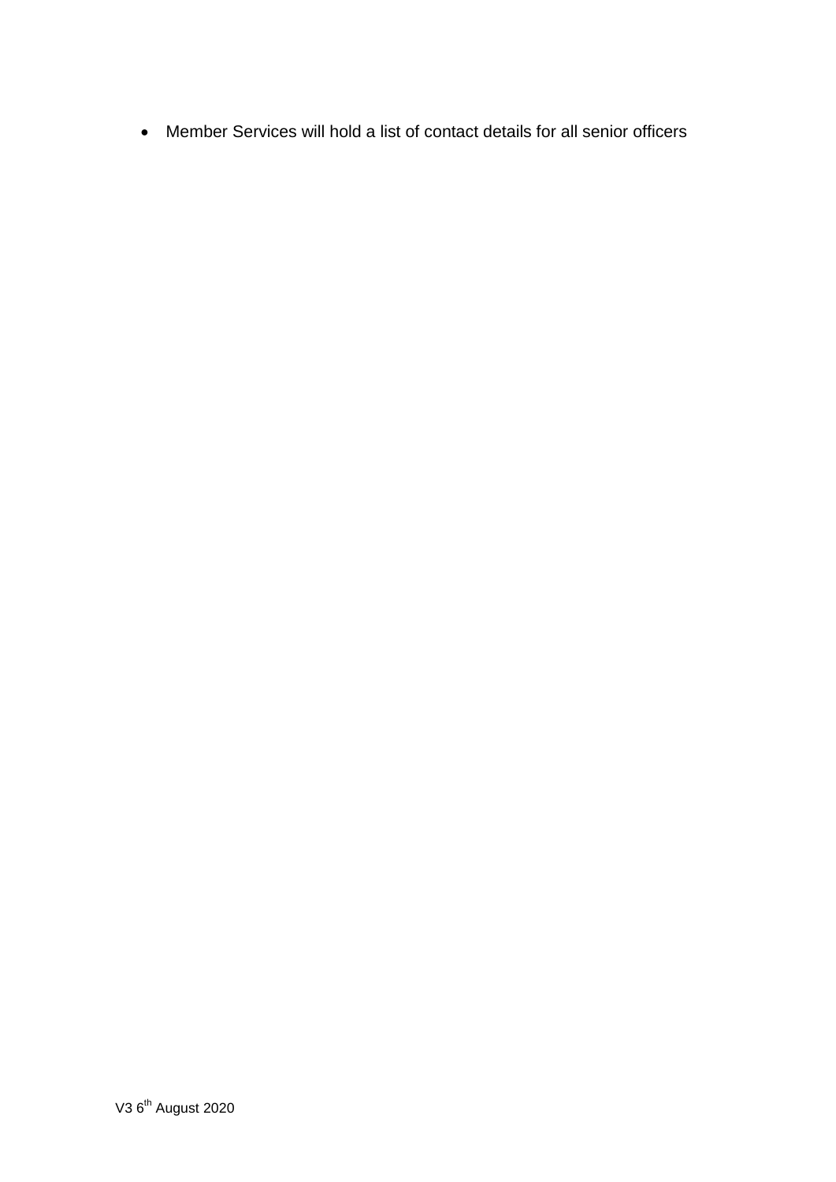- Member Services will hold a list of contact details for all senior officers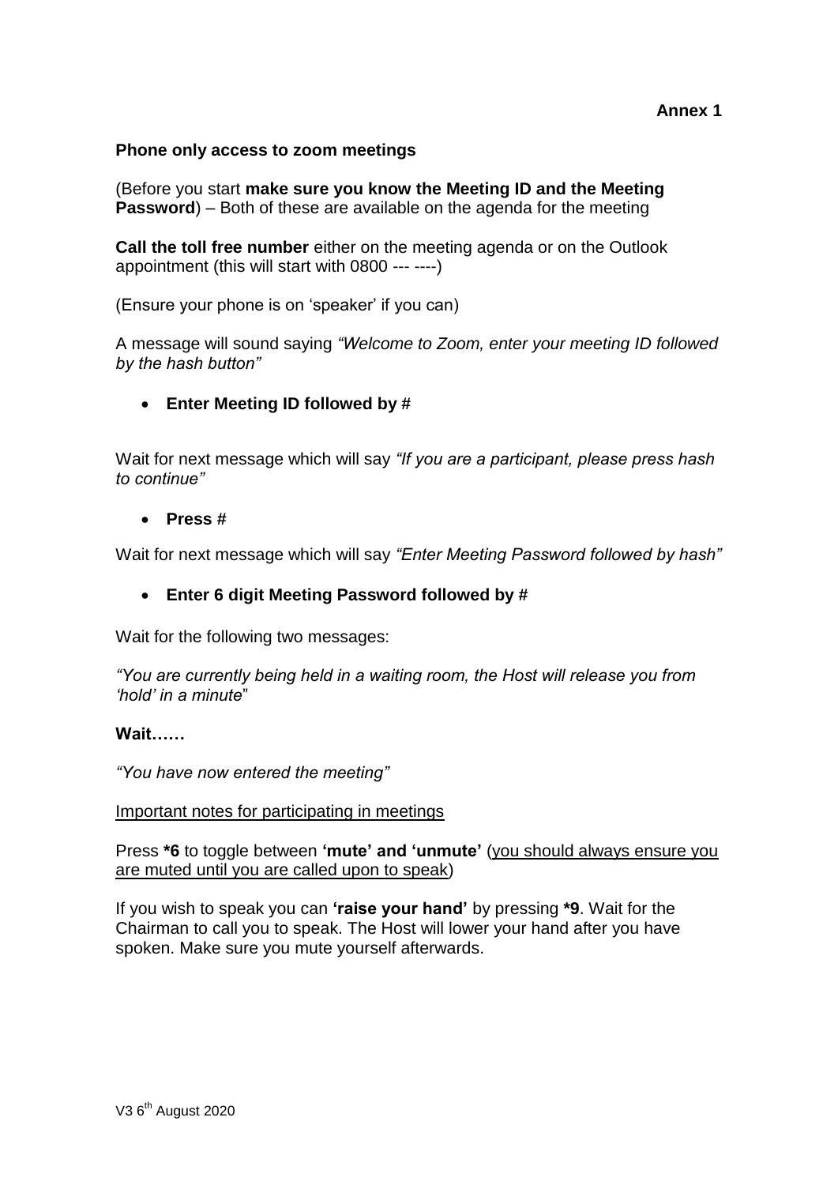**Annex 1**

**Phone only access to zoom meetings**

(Before you start **make sure you know the Meeting ID and the Meeting Password**) – Both of these are available on the agenda for the meeting

**Call the toll free number** either on the meeting agenda or on the Outlook appointment (this will start with 0800 --- ----)

(Ensure your phone is on 'speaker' if you can)

A message will sound saying *"Welcome to Zoom, enter your meeting ID followed by the hash button"*

- **Enter Meeting ID followed by #**

Wait for next message which will say *"If you are a participant, please press hash to continue"*

- **Press #**

Wait for next message which will say *"Enter Meeting Password followed by hash"*

- **Enter 6 digit Meeting Password followed by #**

Wait for the following two messages:

*"You are currently being held in a waiting room, the Host will release you from 'hold' in a minute*"

**Wait……**

*"You have now entered the meeting"*

<u>Important notes for participating in meetings</u>

Press **\*6** to toggle between **'mute' and 'unmute'** (<u>you should always ensure you are muted until you are called upon to speak</u>)

If you wish to speak you can **'raise your hand'** by pressing **\*9**. Wait for the Chairman to call you to speak. The Host will lower your hand after you have spoken. Make sure you mute yourself afterwards.

V3 6th August 2020